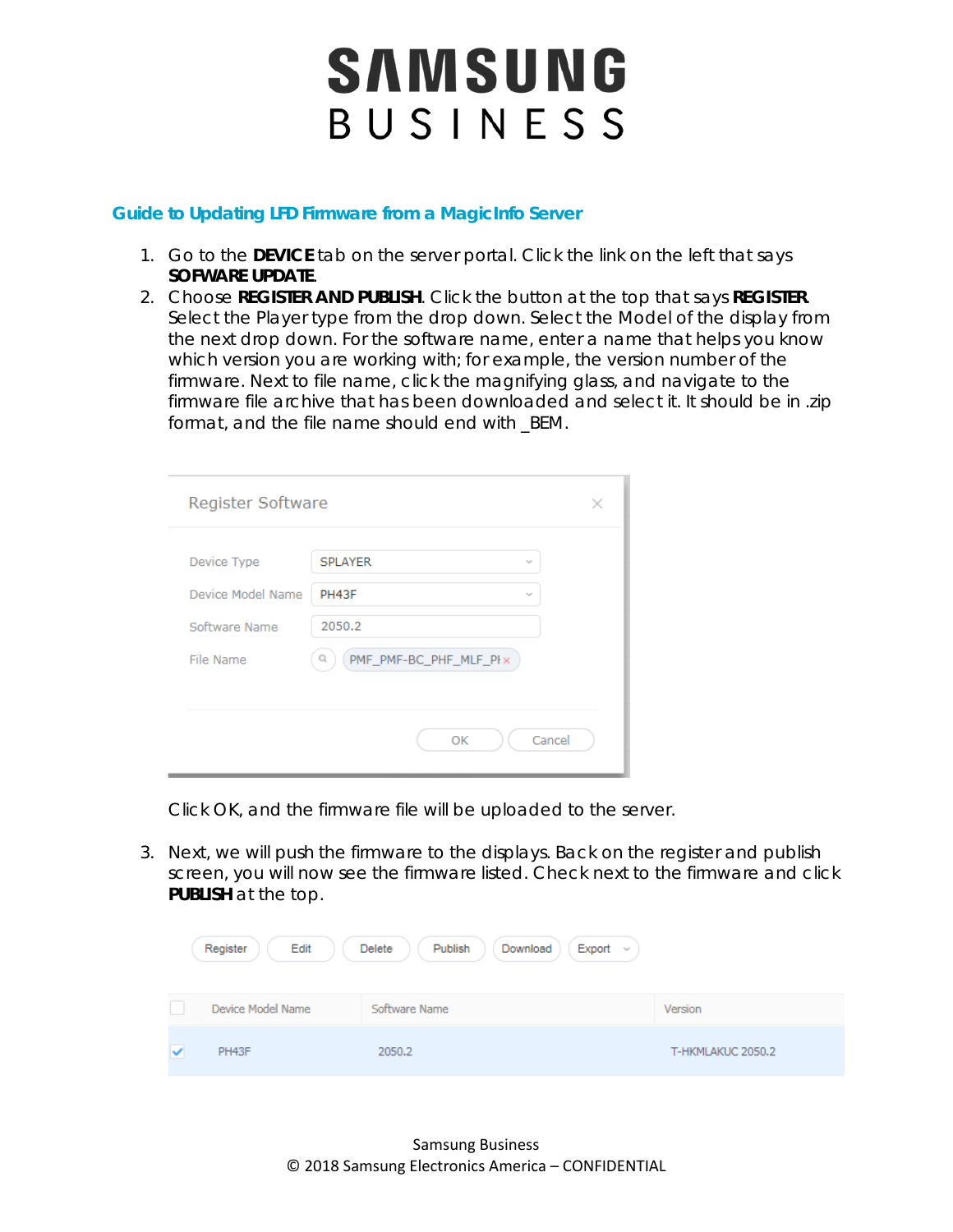# SAMSUNG BUSINESS

## Guide to Updating LFD Firmware from a MagicInfo Server

1. Go to the **DEVICE** tab on the server portal. Click the link on the left that says **SOFWARE UPDATE**.
2. Choose **REGISTER AND PUBLISH**. Click the button at the top that says **REGISTER**. Select the Player type from the drop down. Select the Model of the display from the next drop down. For the software name, enter a name that helps you know which version you are working with; for example, the version number of the firmware. Next to file name, click the magnifying glass, and navigate to the firmware file archive that has been downloaded and select it. It should be in .zip format, and the file name should end with _BEM.

   Register Software

   | | |
   |---|---|
   | Device Type | SPLAYER |
   | Device Model Name | PH43F |
   | Software Name | 2050.2 |
   | File Name | PMF_PMF-BC_PHF_MLF_PH |

   OK    Cancel

   Click OK, and the firmware file will be uploaded to the server.

3. Next, we will push the firmware to the displays. Back on the register and publish screen, you will now see the firmware listed. Check next to the firmware and click **PUBLISH** at the top.

   Register    Edit    Delete    Publish    Download    Export

   | | Device Model Name | Software Name | Version |
   |---|---|---|---|
   | ✓ | PH43F | 2050.2 | T-HKMLAKUC 2050.2 |

Samsung Business
© 2018 Samsung Electronics America – CONFIDENTIAL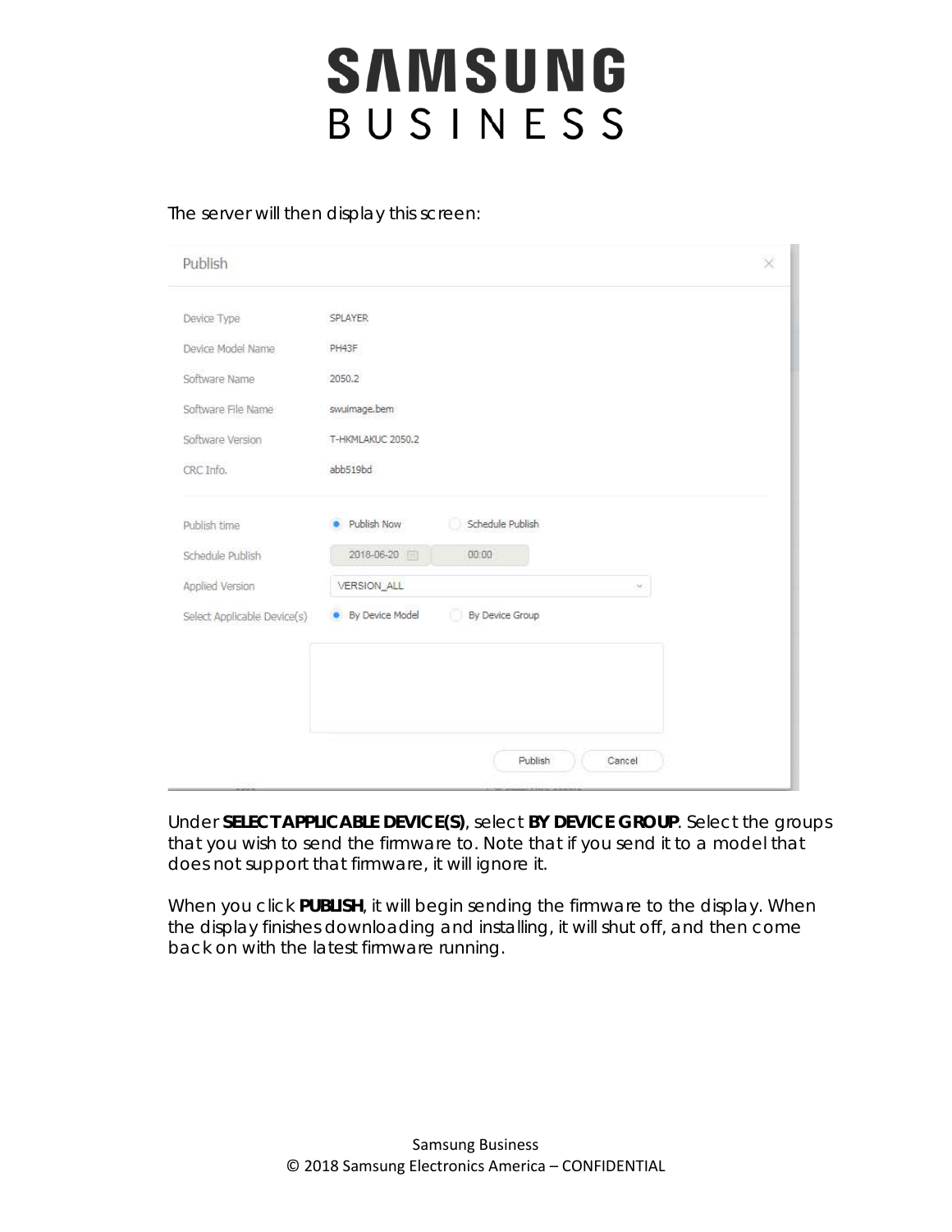The server will then display this screen:

Publish

| | |
|---|---|
| Device Type | SPLAYER |
| Device Model Name | PH43F |
| Software Name | 2050.2 |
| Software File Name | swuimage.bem |
| Software Version | T-HKMLAKUC 2050.2 |
| CRC Info. | abb519bd |
| Publish time | Publish Now / Schedule Publish |
| Schedule Publish | 2018-06-20 00:00 |
| Applied Version | VERSION_ALL |
| Select Applicable Device(s) | By Device Model / By Device Group |

Publish Cancel

Under **SELECT APPLICABLE DEVICE(S)**, select **BY DEVICE GROUP**. Select the groups that you wish to send the firmware to. Note that if you send it to a model that does not support that firmware, it will ignore it.

When you click **PUBLISH**, it will begin sending the firmware to the display. When the display finishes downloading and installing, it will shut off, and then come back on with the latest firmware running.